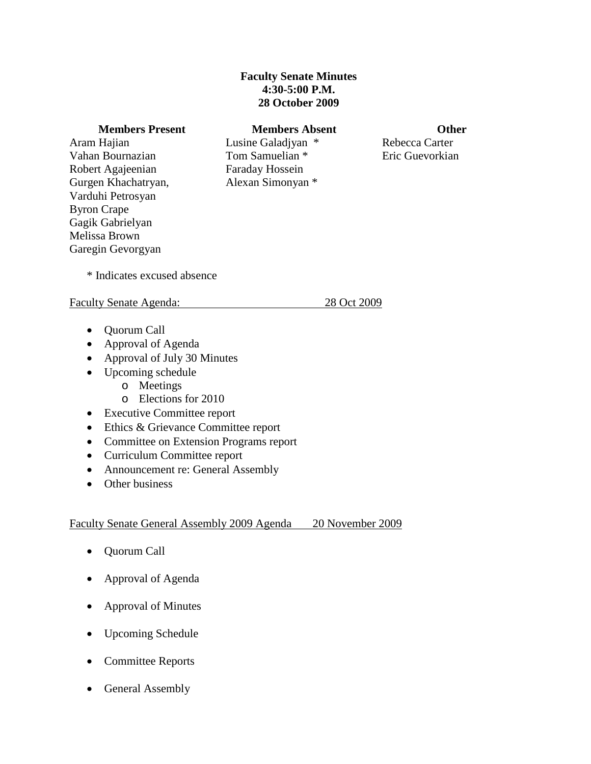**Faculty Senate Minutes**
**4:30-5:00 P.M.**
**28 October 2009**

| Members Present | Members Absent | Other |
|---|---|---|
| Aram Hajian | Lusine Galadjyan * | Rebecca Carter |
| Vahan Bournazian | Tom Samuelian * | Eric Guevorkian |
| Robert Agajeenian | Faraday Hossein | |
| Gurgen Khachatryan, | Alexan Simonyan * | |
| Varduhi Petrosyan | | |
| Byron Crape | | |
| Gagik Gabrielyan | | |
| Melissa Brown | | |
| Garegin Gevorgyan | | |

\* Indicates excused absence

Faculty Senate Agenda: 28 Oct 2009

- Quorum Call
- Approval of Agenda
- Approval of July 30 Minutes
- Upcoming schedule
  - Meetings
  - Elections for 2010
- Executive Committee report
- Ethics & Grievance Committee report
- Committee on Extension Programs report
- Curriculum Committee report
- Announcement re: General Assembly
- Other business

Faculty Senate General Assembly 2009 Agenda 20 November 2009

- Quorum Call
- Approval of Agenda
- Approval of Minutes
- Upcoming Schedule
- Committee Reports
- General Assembly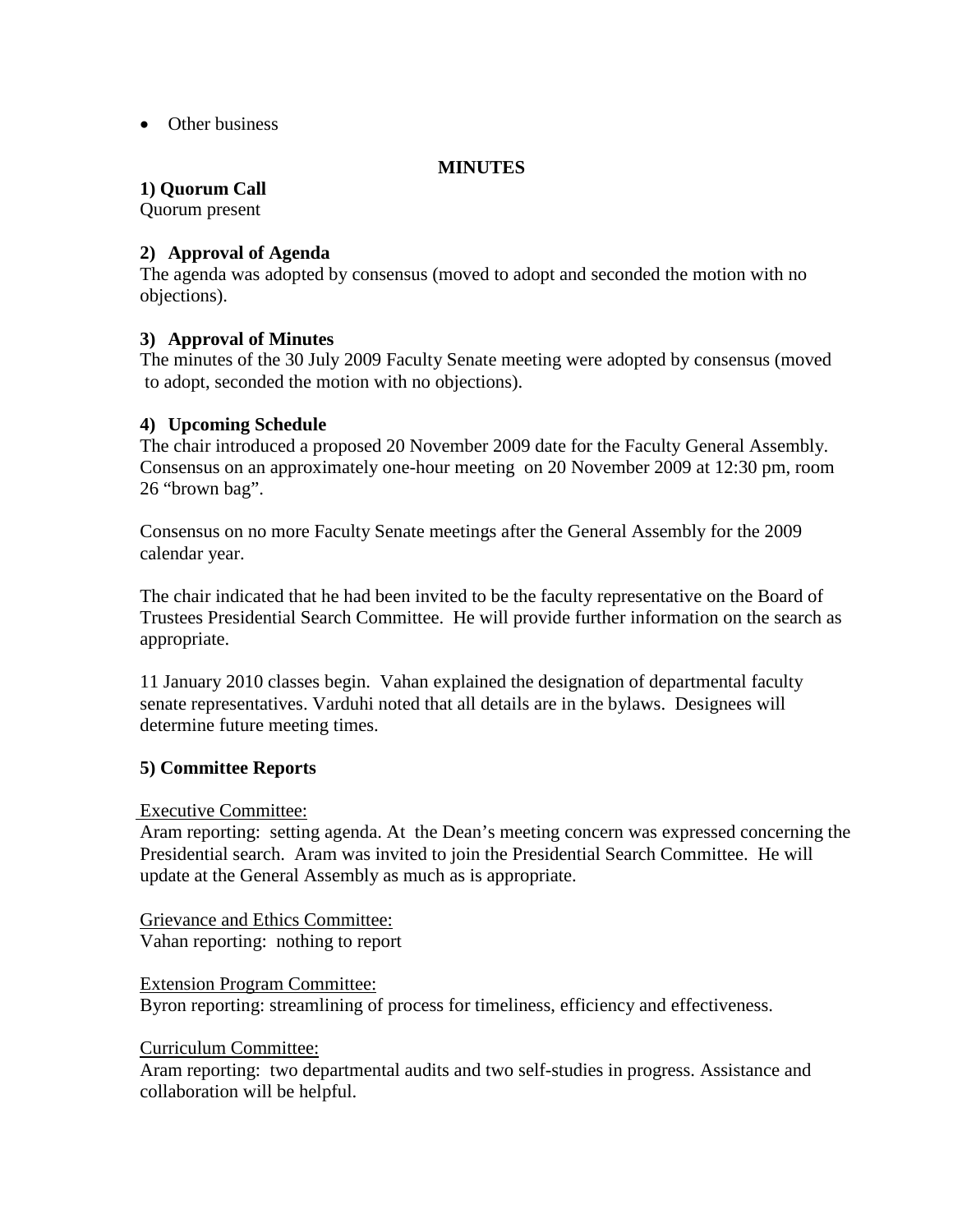- Other business

**MINUTES**

**1) Quorum Call**
Quorum present

**2) Approval of Agenda**
The agenda was adopted by consensus (moved to adopt and seconded the motion with no objections).

**3) Approval of Minutes**
The minutes of the 30 July 2009 Faculty Senate meeting were adopted by consensus (moved to adopt, seconded the motion with no objections).

**4) Upcoming Schedule**
The chair introduced a proposed 20 November 2009 date for the Faculty General Assembly. Consensus on an approximately one-hour meeting on 20 November 2009 at 12:30 pm, room 26 "brown bag".

Consensus on no more Faculty Senate meetings after the General Assembly for the 2009 calendar year.

The chair indicated that he had been invited to be the faculty representative on the Board of Trustees Presidential Search Committee. He will provide further information on the search as appropriate.

11 January 2010 classes begin. Vahan explained the designation of departmental faculty senate representatives. Varduhi noted that all details are in the bylaws. Designees will determine future meeting times.

**5) Committee Reports**

<u>Executive Committee:</u>
Aram reporting: setting agenda. At the Dean's meeting concern was expressed concerning the Presidential search. Aram was invited to join the Presidential Search Committee. He will update at the General Assembly as much as is appropriate.

<u>Grievance and Ethics Committee:</u>
Vahan reporting: nothing to report

<u>Extension Program Committee:</u>
Byron reporting: streamlining of process for timeliness, efficiency and effectiveness.

<u>Curriculum Committee:</u>
Aram reporting: two departmental audits and two self-studies in progress. Assistance and collaboration will be helpful.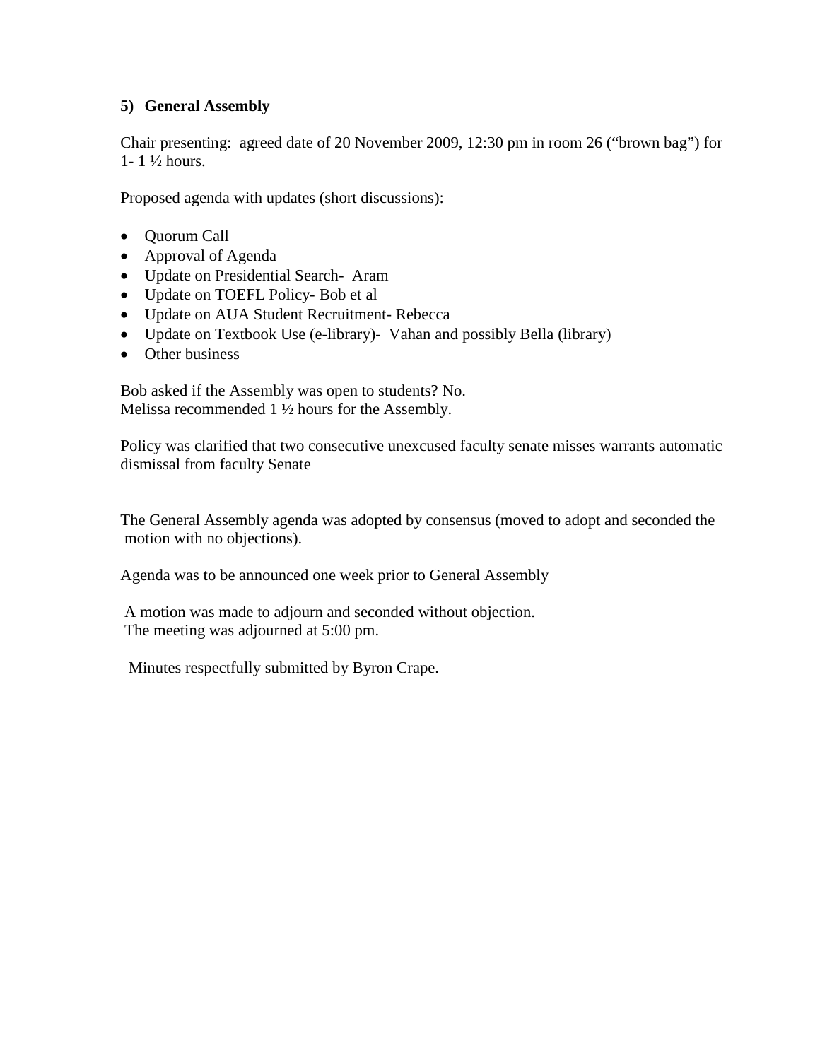## 5) General Assembly

Chair presenting: agreed date of 20 November 2009, 12:30 pm in room 26 ("brown bag") for 1- 1 ½ hours.

Proposed agenda with updates (short discussions):

- Quorum Call
- Approval of Agenda
- Update on Presidential Search- Aram
- Update on TOEFL Policy- Bob et al
- Update on AUA Student Recruitment- Rebecca
- Update on Textbook Use (e-library)- Vahan and possibly Bella (library)
- Other business

Bob asked if the Assembly was open to students? No.
Melissa recommended 1 ½ hours for the Assembly.

Policy was clarified that two consecutive unexcused faculty senate misses warrants automatic dismissal from faculty Senate

The General Assembly agenda was adopted by consensus (moved to adopt and seconded the motion with no objections).

Agenda was to be announced one week prior to General Assembly

A motion was made to adjourn and seconded without objection.
The meeting was adjourned at 5:00 pm.

Minutes respectfully submitted by Byron Crape.